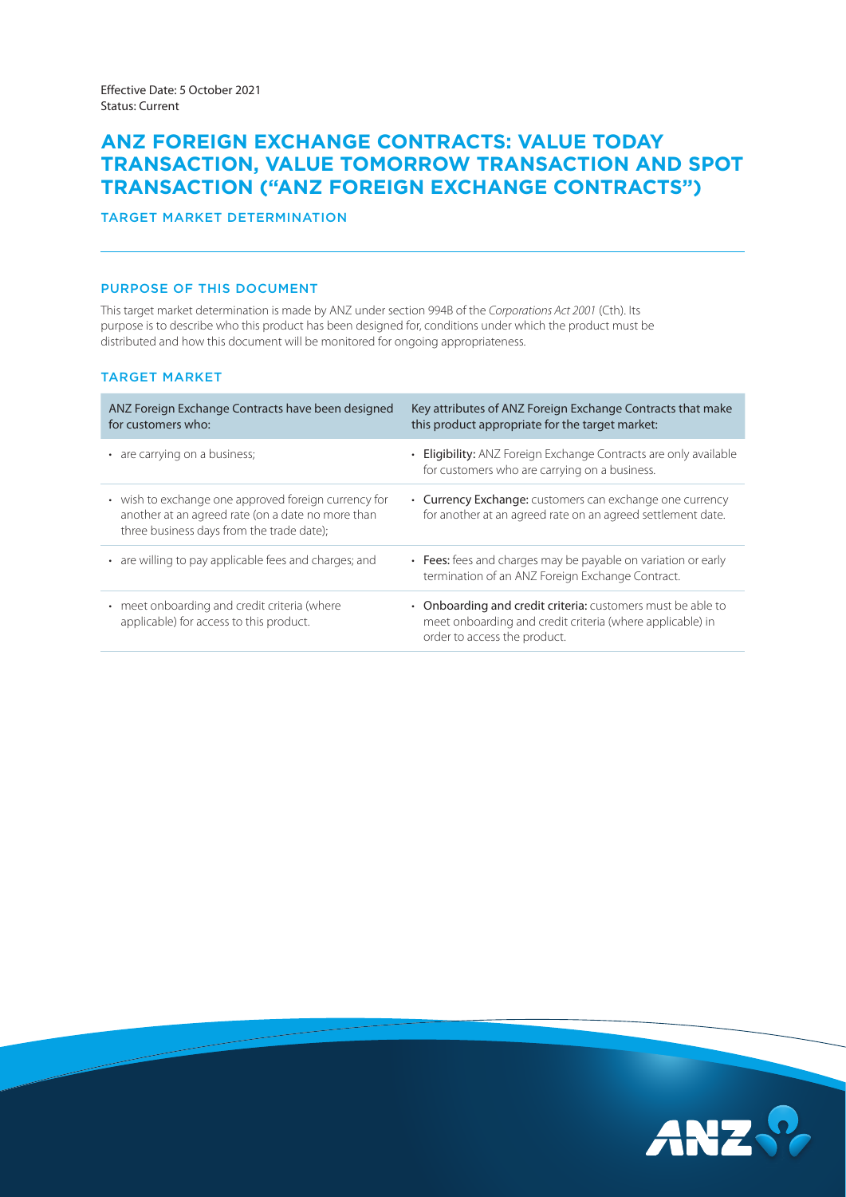Effective Date: 5 October 2021
Status: Current

# ANZ FOREIGN EXCHANGE CONTRACTS: VALUE TODAY TRANSACTION, VALUE TOMORROW TRANSACTION AND SPOT TRANSACTION ("ANZ FOREIGN EXCHANGE CONTRACTS")

TARGET MARKET DETERMINATION

## PURPOSE OF THIS DOCUMENT

This target market determination is made by ANZ under section 994B of the *Corporations Act 2001* (Cth). Its purpose is to describe who this product has been designed for, conditions under which the product must be distributed and how this document will be monitored for ongoing appropriateness.

## TARGET MARKET

| ANZ Foreign Exchange Contracts have been designed for customers who: | Key attributes of ANZ Foreign Exchange Contracts that make this product appropriate for the target market: |
|---|---|
| • are carrying on a business; | • **Eligibility:** ANZ Foreign Exchange Contracts are only available for customers who are carrying on a business. |
| • wish to exchange one approved foreign currency for another at an agreed rate (on a date no more than three business days from the trade date); | • **Currency Exchange:** customers can exchange one currency for another at an agreed rate on an agreed settlement date. |
| • are willing to pay applicable fees and charges; and | • **Fees:** fees and charges may be payable on variation or early termination of an ANZ Foreign Exchange Contract. |
| • meet onboarding and credit criteria (where applicable) for access to this product. | • **Onboarding and credit criteria:** customers must be able to meet onboarding and credit criteria (where applicable) in order to access the product. |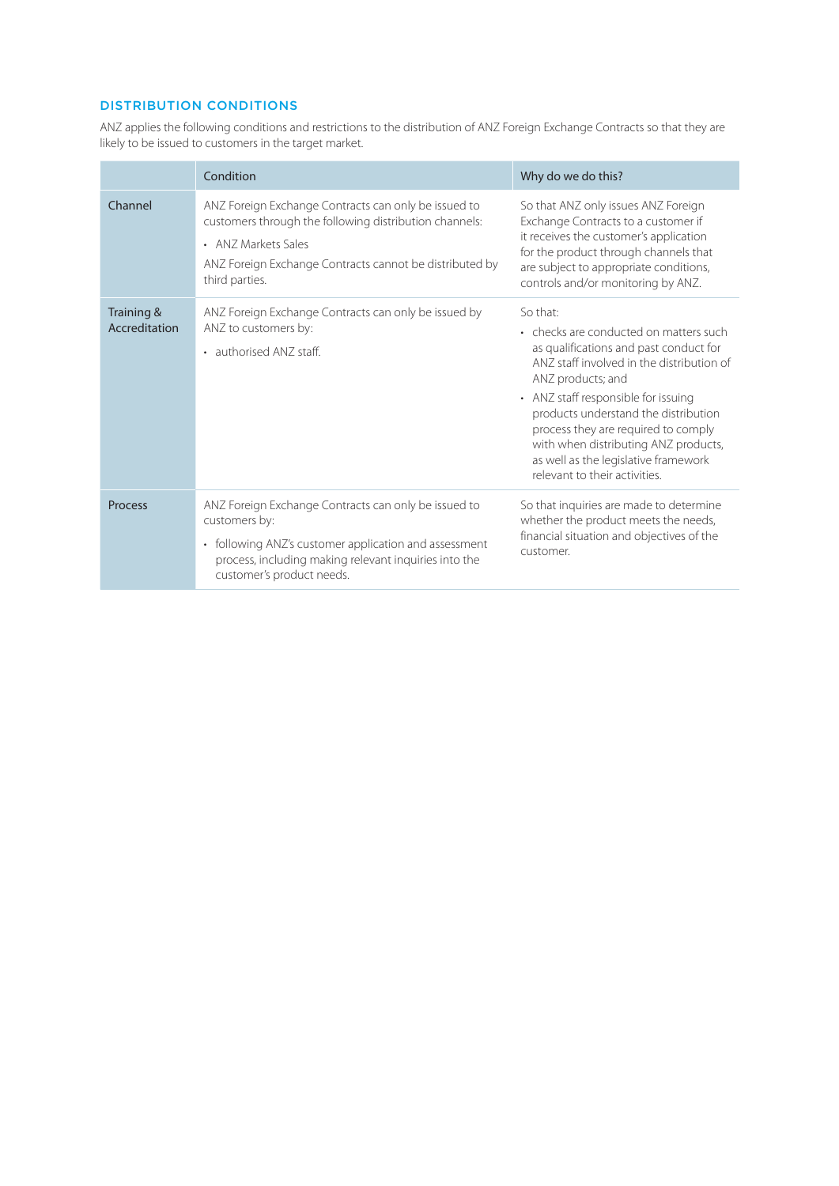## DISTRIBUTION CONDITIONS

ANZ applies the following conditions and restrictions to the distribution of ANZ Foreign Exchange Contracts so that they are likely to be issued to customers in the target market.

| | Condition | Why do we do this? |
|---|---|---|
| Channel | ANZ Foreign Exchange Contracts can only be issued to customers through the following distribution channels:<br>• ANZ Markets Sales<br>ANZ Foreign Exchange Contracts cannot be distributed by third parties. | So that ANZ only issues ANZ Foreign Exchange Contracts to a customer if it receives the customer's application for the product through channels that are subject to appropriate conditions, controls and/or monitoring by ANZ. |
| Training & Accreditation | ANZ Foreign Exchange Contracts can only be issued by ANZ to customers by:<br>• authorised ANZ staff. | So that:<br>• checks are conducted on matters such as qualifications and past conduct for ANZ staff involved in the distribution of ANZ products; and<br>• ANZ staff responsible for issuing products understand the distribution process they are required to comply with when distributing ANZ products, as well as the legislative framework relevant to their activities. |
| Process | ANZ Foreign Exchange Contracts can only be issued to customers by:<br>• following ANZ's customer application and assessment process, including making relevant inquiries into the customer's product needs. | So that inquiries are made to determine whether the product meets the needs, financial situation and objectives of the customer. |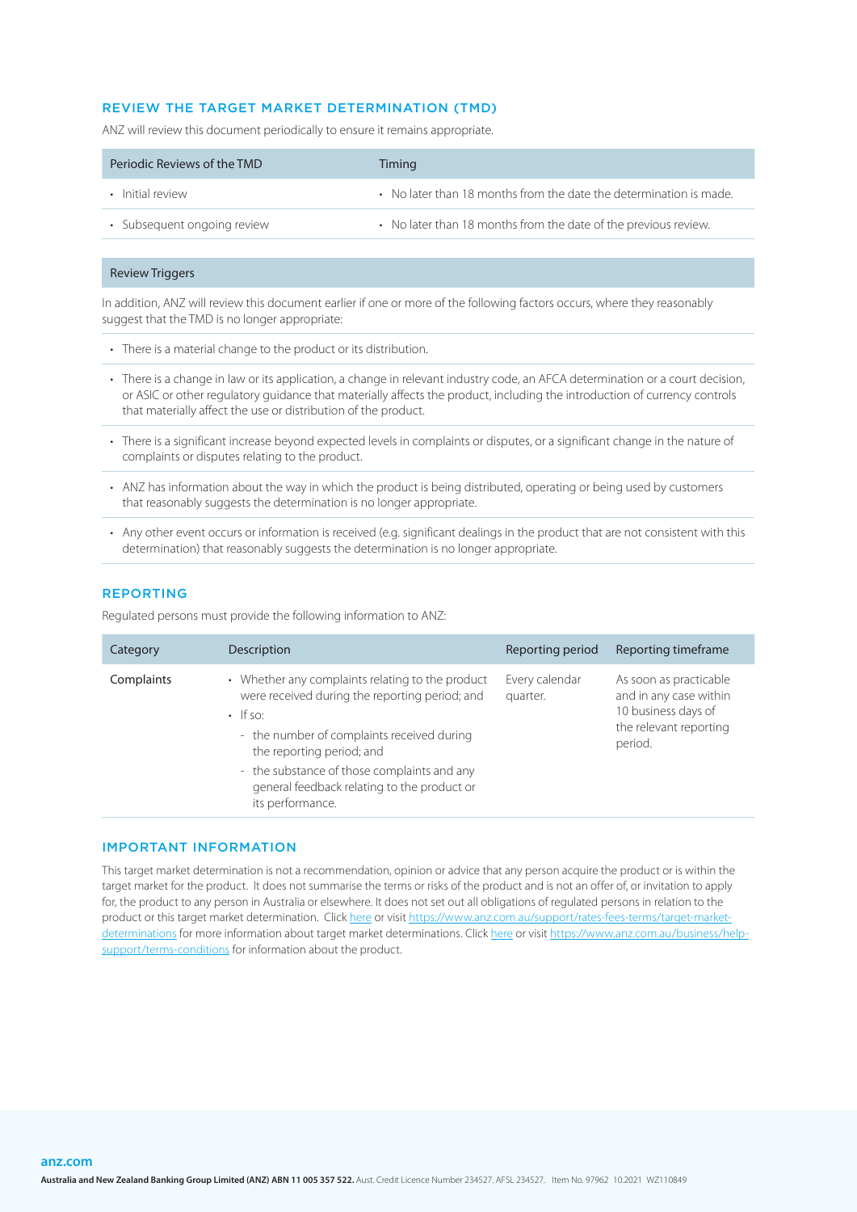## REVIEW THE TARGET MARKET DETERMINATION (TMD)

ANZ will review this document periodically to ensure it remains appropriate.

| Periodic Reviews of the TMD | Timing |
|---|---|
| • Initial review | • No later than 18 months from the date the determination is made. |
| • Subsequent ongoing review | • No later than 18 months from the date of the previous review. |

### Review Triggers

In addition, ANZ will review this document earlier if one or more of the following factors occurs, where they reasonably suggest that the TMD is no longer appropriate:

- There is a material change to the product or its distribution.
- There is a change in law or its application, a change in relevant industry code, an AFCA determination or a court decision, or ASIC or other regulatory guidance that materially affects the product, including the introduction of currency controls that materially affect the use or distribution of the product.
- There is a significant increase beyond expected levels in complaints or disputes, or a significant change in the nature of complaints or disputes relating to the product.
- ANZ has information about the way in which the product is being distributed, operating or being used by customers that reasonably suggests the determination is no longer appropriate.
- Any other event occurs or information is received (e.g. significant dealings in the product that are not consistent with this determination) that reasonably suggests the determination is no longer appropriate.

## REPORTING

Regulated persons must provide the following information to ANZ:

| Category | Description | Reporting period | Reporting timeframe |
|---|---|---|---|
| Complaints | • Whether any complaints relating to the product were received during the reporting period; and<br>• If so:<br>- the number of complaints received during the reporting period; and<br>- the substance of those complaints and any general feedback relating to the product or its performance. | Every calendar quarter. | As soon as practicable and in any case within 10 business days of the relevant reporting period. |

## IMPORTANT INFORMATION

This target market determination is not a recommendation, opinion or advice that any person acquire the product or is within the target market for the product. It does not summarise the terms or risks of the product and is not an offer of, or invitation to apply for, the product to any person in Australia or elsewhere. It does not set out all obligations of regulated persons in relation to the product or this target market determination. Click here or visit https://www.anz.com.au/support/rates-fees-terms/target-market-determinations for more information about target market determinations. Click here or visit https://www.anz.com.au/business/help-support/terms-conditions for information about the product.

anz.com

**Australia and New Zealand Banking Group Limited (ANZ) ABN 11 005 357 522.** Aust. Credit Licence Number 234527. AFSL 234527. Item No. 97962 10.2021 WZ110849